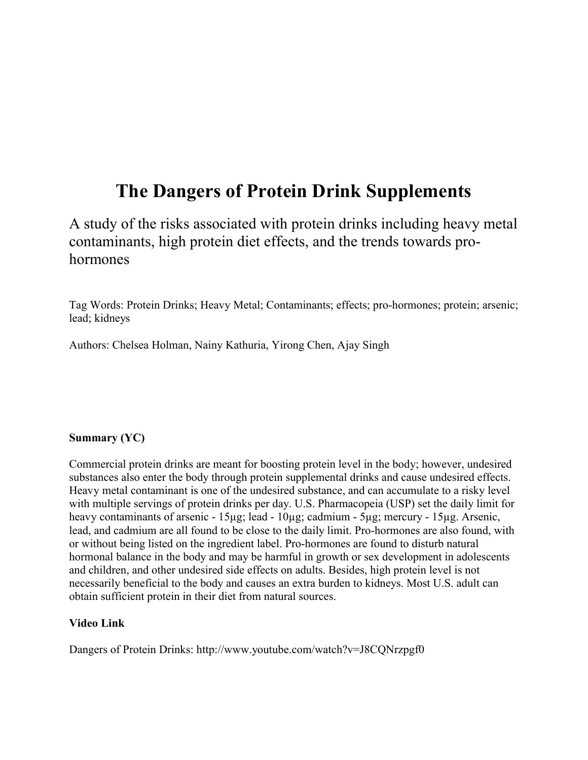# The Dangers of Protein Drink Supplements

A study of the risks associated with protein drinks including heavy metal contaminants, high protein diet effects, and the trends towards pro-hormones

Tag Words: Protein Drinks; Heavy Metal; Contaminants; effects; pro-hormones; protein; arsenic; lead; kidneys

Authors: Chelsea Holman, Nainy Kathuria, Yirong Chen, Ajay Singh

**Summary (YC)**

Commercial protein drinks are meant for boosting protein level in the body; however, undesired substances also enter the body through protein supplemental drinks and cause undesired effects. Heavy metal contaminant is one of the undesired substance, and can accumulate to a risky level with multiple servings of protein drinks per day. U.S. Pharmacopeia (USP) set the daily limit for heavy contaminants of arsenic - 15µg; lead - 10µg; cadmium - 5µg; mercury - 15µg. Arsenic, lead, and cadmium are all found to be close to the daily limit. Pro-hormones are also found, with or without being listed on the ingredient label. Pro-hormones are found to disturb natural hormonal balance in the body and may be harmful in growth or sex development in adolescents and children, and other undesired side effects on adults. Besides, high protein level is not necessarily beneficial to the body and causes an extra burden to kidneys. Most U.S. adult can obtain sufficient protein in their diet from natural sources.

**Video Link**

Dangers of Protein Drinks: http://www.youtube.com/watch?v=J8CQNrzpgf0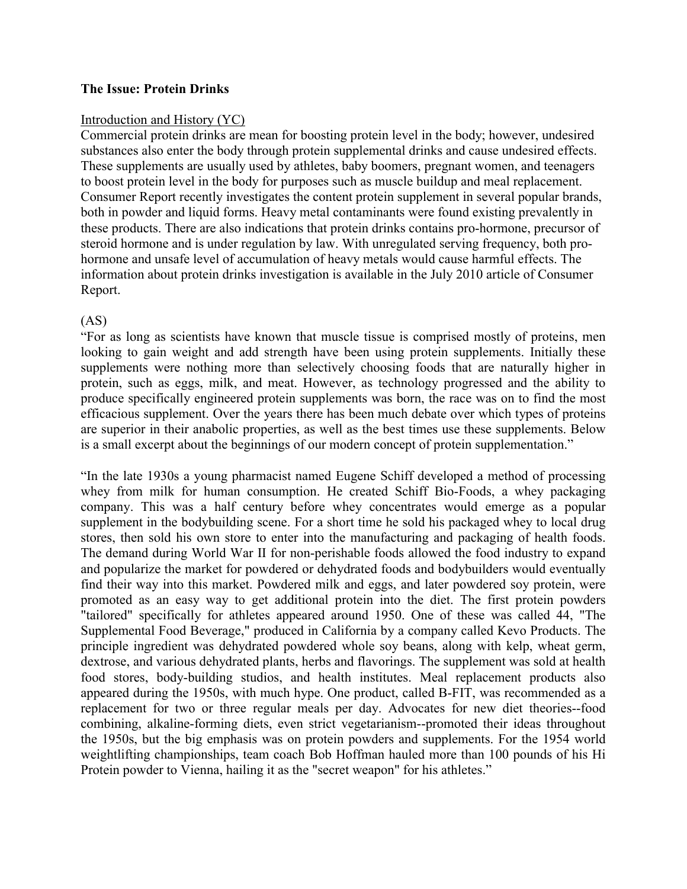**The Issue: Protein Drinks**

Introduction and History (YC)

Commercial protein drinks are mean for boosting protein level in the body; however, undesired substances also enter the body through protein supplemental drinks and cause undesired effects. These supplements are usually used by athletes, baby boomers, pregnant women, and teenagers to boost protein level in the body for purposes such as muscle buildup and meal replacement. Consumer Report recently investigates the content protein supplement in several popular brands, both in powder and liquid forms. Heavy metal contaminants were found existing prevalently in these products. There are also indications that protein drinks contains pro-hormone, precursor of steroid hormone and is under regulation by law. With unregulated serving frequency, both pro-hormone and unsafe level of accumulation of heavy metals would cause harmful effects. The information about protein drinks investigation is available in the July 2010 article of Consumer Report.

(AS)

"For as long as scientists have known that muscle tissue is comprised mostly of proteins, men looking to gain weight and add strength have been using protein supplements. Initially these supplements were nothing more than selectively choosing foods that are naturally higher in protein, such as eggs, milk, and meat. However, as technology progressed and the ability to produce specifically engineered protein supplements was born, the race was on to find the most efficacious supplement. Over the years there has been much debate over which types of proteins are superior in their anabolic properties, as well as the best times use these supplements. Below is a small excerpt about the beginnings of our modern concept of protein supplementation."

"In the late 1930s a young pharmacist named Eugene Schiff developed a method of processing whey from milk for human consumption. He created Schiff Bio-Foods, a whey packaging company. This was a half century before whey concentrates would emerge as a popular supplement in the bodybuilding scene. For a short time he sold his packaged whey to local drug stores, then sold his own store to enter into the manufacturing and packaging of health foods. The demand during World War II for non-perishable foods allowed the food industry to expand and popularize the market for powdered or dehydrated foods and bodybuilders would eventually find their way into this market. Powdered milk and eggs, and later powdered soy protein, were promoted as an easy way to get additional protein into the diet. The first protein powders "tailored" specifically for athletes appeared around 1950. One of these was called 44, "The Supplemental Food Beverage," produced in California by a company called Kevo Products. The principle ingredient was dehydrated powdered whole soy beans, along with kelp, wheat germ, dextrose, and various dehydrated plants, herbs and flavorings. The supplement was sold at health food stores, body-building studios, and health institutes. Meal replacement products also appeared during the 1950s, with much hype. One product, called B-FIT, was recommended as a replacement for two or three regular meals per day. Advocates for new diet theories--food combining, alkaline-forming diets, even strict vegetarianism--promoted their ideas throughout the 1950s, but the big emphasis was on protein powders and supplements. For the 1954 world weightlifting championships, team coach Bob Hoffman hauled more than 100 pounds of his Hi Protein powder to Vienna, hailing it as the "secret weapon" for his athletes."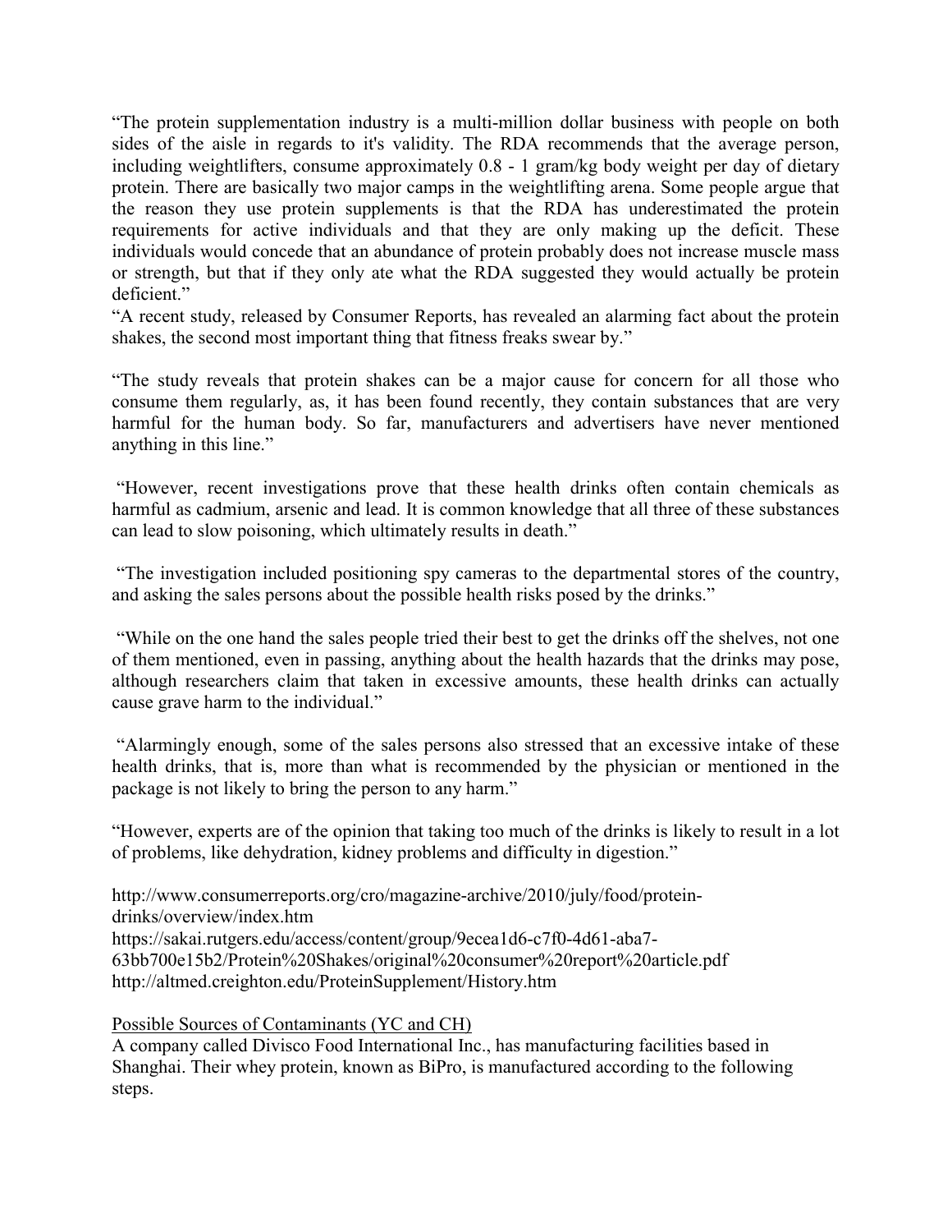"The protein supplementation industry is a multi-million dollar business with people on both sides of the aisle in regards to it's validity. The RDA recommends that the average person, including weightlifters, consume approximately 0.8 - 1 gram/kg body weight per day of dietary protein. There are basically two major camps in the weightlifting arena. Some people argue that the reason they use protein supplements is that the RDA has underestimated the protein requirements for active individuals and that they are only making up the deficit. These individuals would concede that an abundance of protein probably does not increase muscle mass or strength, but that if they only ate what the RDA suggested they would actually be protein deficient."

"A recent study, released by Consumer Reports, has revealed an alarming fact about the protein shakes, the second most important thing that fitness freaks swear by."

"The study reveals that protein shakes can be a major cause for concern for all those who consume them regularly, as, it has been found recently, they contain substances that are very harmful for the human body. So far, manufacturers and advertisers have never mentioned anything in this line."

"However, recent investigations prove that these health drinks often contain chemicals as harmful as cadmium, arsenic and lead. It is common knowledge that all three of these substances can lead to slow poisoning, which ultimately results in death."

"The investigation included positioning spy cameras to the departmental stores of the country, and asking the sales persons about the possible health risks posed by the drinks."

"While on the one hand the sales people tried their best to get the drinks off the shelves, not one of them mentioned, even in passing, anything about the health hazards that the drinks may pose, although researchers claim that taken in excessive amounts, these health drinks can actually cause grave harm to the individual."

"Alarmingly enough, some of the sales persons also stressed that an excessive intake of these health drinks, that is, more than what is recommended by the physician or mentioned in the package is not likely to bring the person to any harm."

"However, experts are of the opinion that taking too much of the drinks is likely to result in a lot of problems, like dehydration, kidney problems and difficulty in digestion."

http://www.consumerreports.org/cro/magazine-archive/2010/july/food/protein-drinks/overview/index.htm
https://sakai.rutgers.edu/access/content/group/9ecea1d6-c7f0-4d61-aba7-63bb700e15b2/Protein%20Shakes/original%20consumer%20report%20article.pdf
http://altmed.creighton.edu/ProteinSupplement/History.htm

Possible Sources of Contaminants (YC and CH)

A company called Divisco Food International Inc., has manufacturing facilities based in Shanghai. Their whey protein, known as BiPro, is manufactured according to the following steps.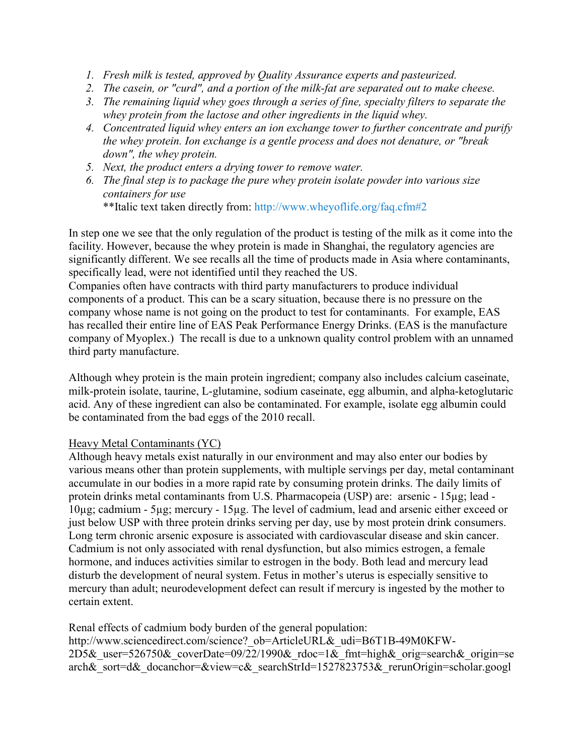1. *Fresh milk is tested, approved by Quality Assurance experts and pasteurized.*
2. *The casein, or "curd", and a portion of the milk-fat are separated out to make cheese.*
3. *The remaining liquid whey goes through a series of fine, specialty filters to separate the whey protein from the lactose and other ingredients in the liquid whey.*
4. *Concentrated liquid whey enters an ion exchange tower to further concentrate and purify the whey protein. Ion exchange is a gentle process and does not denature, or "break down", the whey protein.*
5. *Next, the product enters a drying tower to remove water.*
6. *The final step is to package the pure whey protein isolate powder into various size containers for use*

   **Italic text taken directly from: http://www.wheyoflife.org/faq.cfm#2

In step one we see that the only regulation of the product is testing of the milk as it come into the facility. However, because the whey protein is made in Shanghai, the regulatory agencies are significantly different. We see recalls all the time of products made in Asia where contaminants, specifically lead, were not identified until they reached the US.
Companies often have contracts with third party manufacturers to produce individual components of a product. This can be a scary situation, because there is no pressure on the company whose name is not going on the product to test for contaminants. For example, EAS has recalled their entire line of EAS Peak Performance Energy Drinks. (EAS is the manufacture company of Myoplex.) The recall is due to a unknown quality control problem with an unnamed third party manufacture.

Although whey protein is the main protein ingredient; company also includes calcium caseinate, milk-protein isolate, taurine, L-glutamine, sodium caseinate, egg albumin, and alpha-ketoglutaric acid. Any of these ingredient can also be contaminated. For example, isolate egg albumin could be contaminated from the bad eggs of the 2010 recall.

<u>Heavy Metal Contaminants (YC)</u>

Although heavy metals exist naturally in our environment and may also enter our bodies by various means other than protein supplements, with multiple servings per day, metal contaminant accumulate in our bodies in a more rapid rate by consuming protein drinks. The daily limits of protein drinks metal contaminants from U.S. Pharmacopeia (USP) are: arsenic - 15µg; lead - 10µg; cadmium - 5µg; mercury - 15µg. The level of cadmium, lead and arsenic either exceed or just below USP with three protein drinks serving per day, use by most protein drink consumers. Long term chronic arsenic exposure is associated with cardiovascular disease and skin cancer. Cadmium is not only associated with renal dysfunction, but also mimics estrogen, a female hormone, and induces activities similar to estrogen in the body. Both lead and mercury lead disturb the development of neural system. Fetus in mother's uterus is especially sensitive to mercury than adult; neurodevelopment defect can result if mercury is ingested by the mother to certain extent.

Renal effects of cadmium body burden of the general population:
http://www.sciencedirect.com/science?_ob=ArticleURL&_udi=B6T1B-49M0KFW-2D5&_user=526750&_coverDate=09/22/1990&_rdoc=1&_fmt=high&_orig=search&_origin=search&_sort=d&_docanchor=&view=c&_searchStrId=1527823753&_rerunOrigin=scholar.googl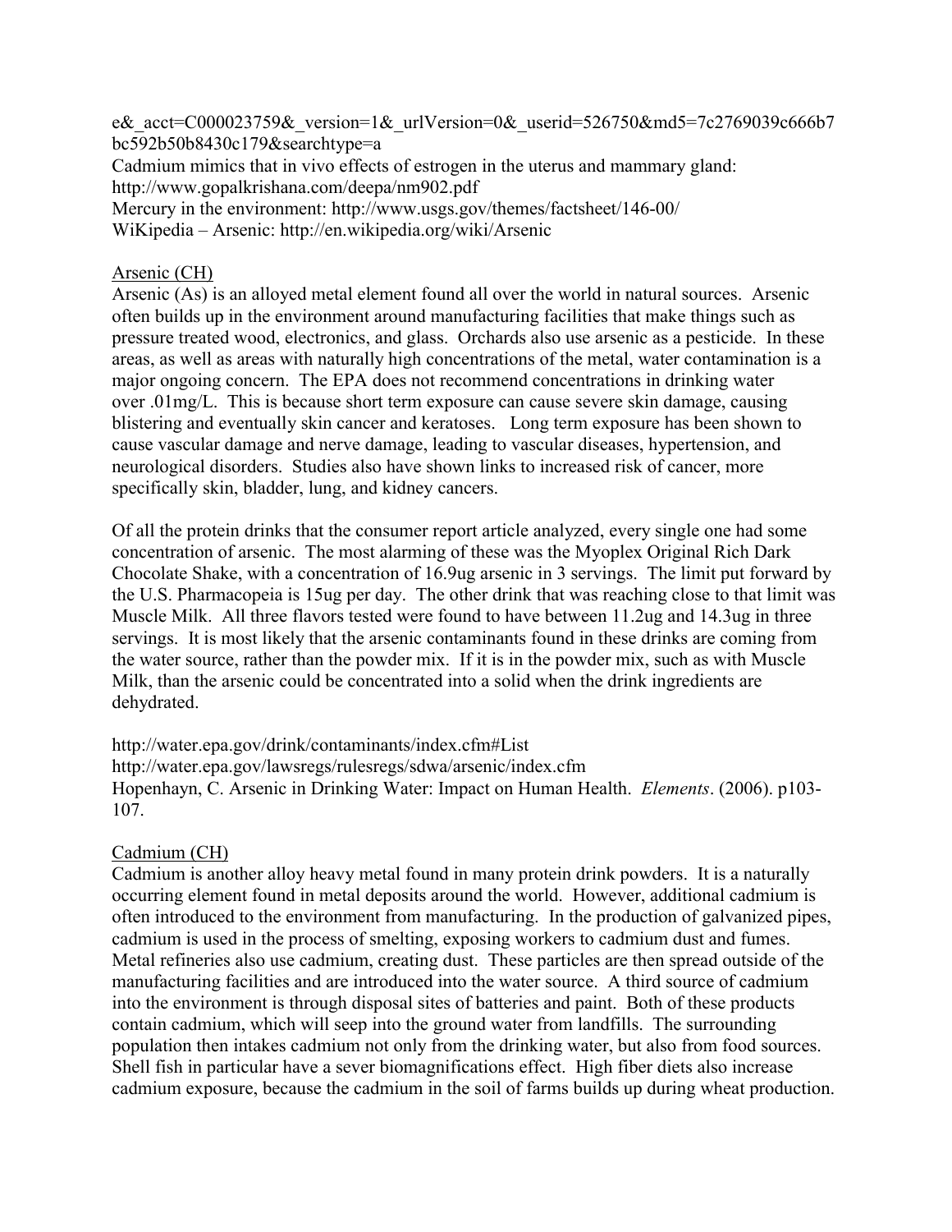e&_acct=C000023759&_version=1&_urlVersion=0&_userid=526750&md5=7c2769039c666b7bc592b50b8430c179&searchtype=a
Cadmium mimics that in vivo effects of estrogen in the uterus and mammary gland: http://www.gopalkrishana.com/deepa/nm902.pdf
Mercury in the environment: http://www.usgs.gov/themes/factsheet/146-00/
WiKipedia – Arsenic: http://en.wikipedia.org/wiki/Arsenic

Arsenic (CH)
Arsenic (As) is an alloyed metal element found all over the world in natural sources. Arsenic often builds up in the environment around manufacturing facilities that make things such as pressure treated wood, electronics, and glass. Orchards also use arsenic as a pesticide. In these areas, as well as areas with naturally high concentrations of the metal, water contamination is a major ongoing concern. The EPA does not recommend concentrations in drinking water over .01mg/L. This is because short term exposure can cause severe skin damage, causing blistering and eventually skin cancer and keratoses. Long term exposure has been shown to cause vascular damage and nerve damage, leading to vascular diseases, hypertension, and neurological disorders. Studies also have shown links to increased risk of cancer, more specifically skin, bladder, lung, and kidney cancers.

Of all the protein drinks that the consumer report article analyzed, every single one had some concentration of arsenic. The most alarming of these was the Myoplex Original Rich Dark Chocolate Shake, with a concentration of 16.9ug arsenic in 3 servings. The limit put forward by the U.S. Pharmacopeia is 15ug per day. The other drink that was reaching close to that limit was Muscle Milk. All three flavors tested were found to have between 11.2ug and 14.3ug in three servings. It is most likely that the arsenic contaminants found in these drinks are coming from the water source, rather than the powder mix. If it is in the powder mix, such as with Muscle Milk, than the arsenic could be concentrated into a solid when the drink ingredients are dehydrated.

http://water.epa.gov/drink/contaminants/index.cfm#List
http://water.epa.gov/lawsregs/rulesregs/sdwa/arsenic/index.cfm
Hopenhayn, C. Arsenic in Drinking Water: Impact on Human Health. *Elements*. (2006). p103-107.

Cadmium (CH)
Cadmium is another alloy heavy metal found in many protein drink powders. It is a naturally occurring element found in metal deposits around the world. However, additional cadmium is often introduced to the environment from manufacturing. In the production of galvanized pipes, cadmium is used in the process of smelting, exposing workers to cadmium dust and fumes. Metal refineries also use cadmium, creating dust. These particles are then spread outside of the manufacturing facilities and are introduced into the water source. A third source of cadmium into the environment is through disposal sites of batteries and paint. Both of these products contain cadmium, which will seep into the ground water from landfills. The surrounding population then intakes cadmium not only from the drinking water, but also from food sources. Shell fish in particular have a sever biomagnifications effect. High fiber diets also increase cadmium exposure, because the cadmium in the soil of farms builds up during wheat production.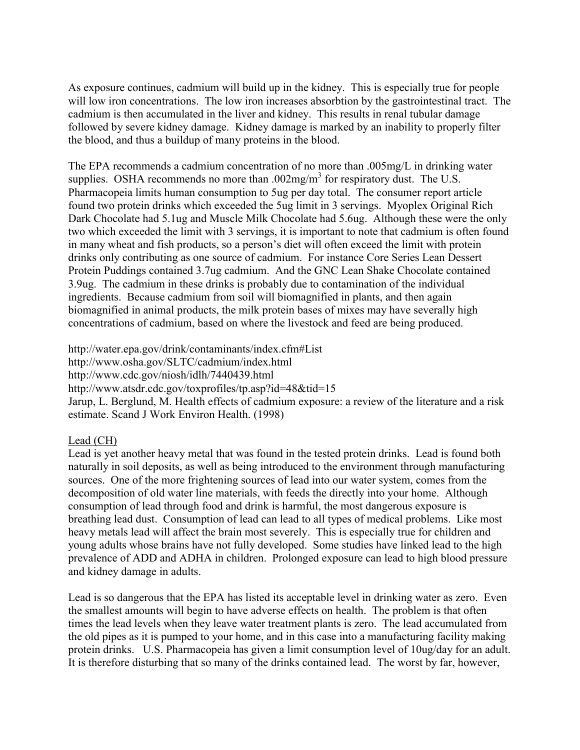As exposure continues, cadmium will build up in the kidney. This is especially true for people will low iron concentrations. The low iron increases absorbtion by the gastrointestinal tract. The cadmium is then accumulated in the liver and kidney. This results in renal tubular damage followed by severe kidney damage. Kidney damage is marked by an inability to properly filter the blood, and thus a buildup of many proteins in the blood.

The EPA recommends a cadmium concentration of no more than .005mg/L in drinking water supplies. OSHA recommends no more than .002mg/$m^3$ for respiratory dust. The U.S. Pharmacopeia limits human consumption to 5ug per day total. The consumer report article found two protein drinks which exceeded the 5ug limit in 3 servings. Myoplex Original Rich Dark Chocolate had 5.1ug and Muscle Milk Chocolate had 5.6ug. Although these were the only two which exceeded the limit with 3 servings, it is important to note that cadmium is often found in many wheat and fish products, so a person's diet will often exceed the limit with protein drinks only contributing as one source of cadmium. For instance Core Series Lean Dessert Protein Puddings contained 3.7ug cadmium. And the GNC Lean Shake Chocolate contained 3.9ug. The cadmium in these drinks is probably due to contamination of the individual ingredients. Because cadmium from soil will biomagnified in plants, and then again biomagnified in animal products, the milk protein bases of mixes may have severally high concentrations of cadmium, based on where the livestock and feed are being produced.

http://water.epa.gov/drink/contaminants/index.cfm#List
http://www.osha.gov/SLTC/cadmium/index.html
http://www.cdc.gov/niosh/idlh/7440439.html
http://www.atsdr.cdc.gov/toxprofiles/tp.asp?id=48&tid=15
Jarup, L. Berglund, M. Health effects of cadmium exposure: a review of the literature and a risk estimate. Scand J Work Environ Health. (1998)

<u>Lead (CH)</u>

Lead is yet another heavy metal that was found in the tested protein drinks. Lead is found both naturally in soil deposits, as well as being introduced to the environment through manufacturing sources. One of the more frightening sources of lead into our water system, comes from the decomposition of old water line materials, with feeds the directly into your home. Although consumption of lead through food and drink is harmful, the most dangerous exposure is breathing lead dust. Consumption of lead can lead to all types of medical problems. Like most heavy metals lead will affect the brain most severely. This is especially true for children and young adults whose brains have not fully developed. Some studies have linked lead to the high prevalence of ADD and ADHA in children. Prolonged exposure can lead to high blood pressure and kidney damage in adults.

Lead is so dangerous that the EPA has listed its acceptable level in drinking water as zero. Even the smallest amounts will begin to have adverse effects on health. The problem is that often times the lead levels when they leave water treatment plants is zero. The lead accumulated from the old pipes as it is pumped to your home, and in this case into a manufacturing facility making protein drinks. U.S. Pharmacopeia has given a limit consumption level of 10ug/day for an adult. It is therefore disturbing that so many of the drinks contained lead. The worst by far, however,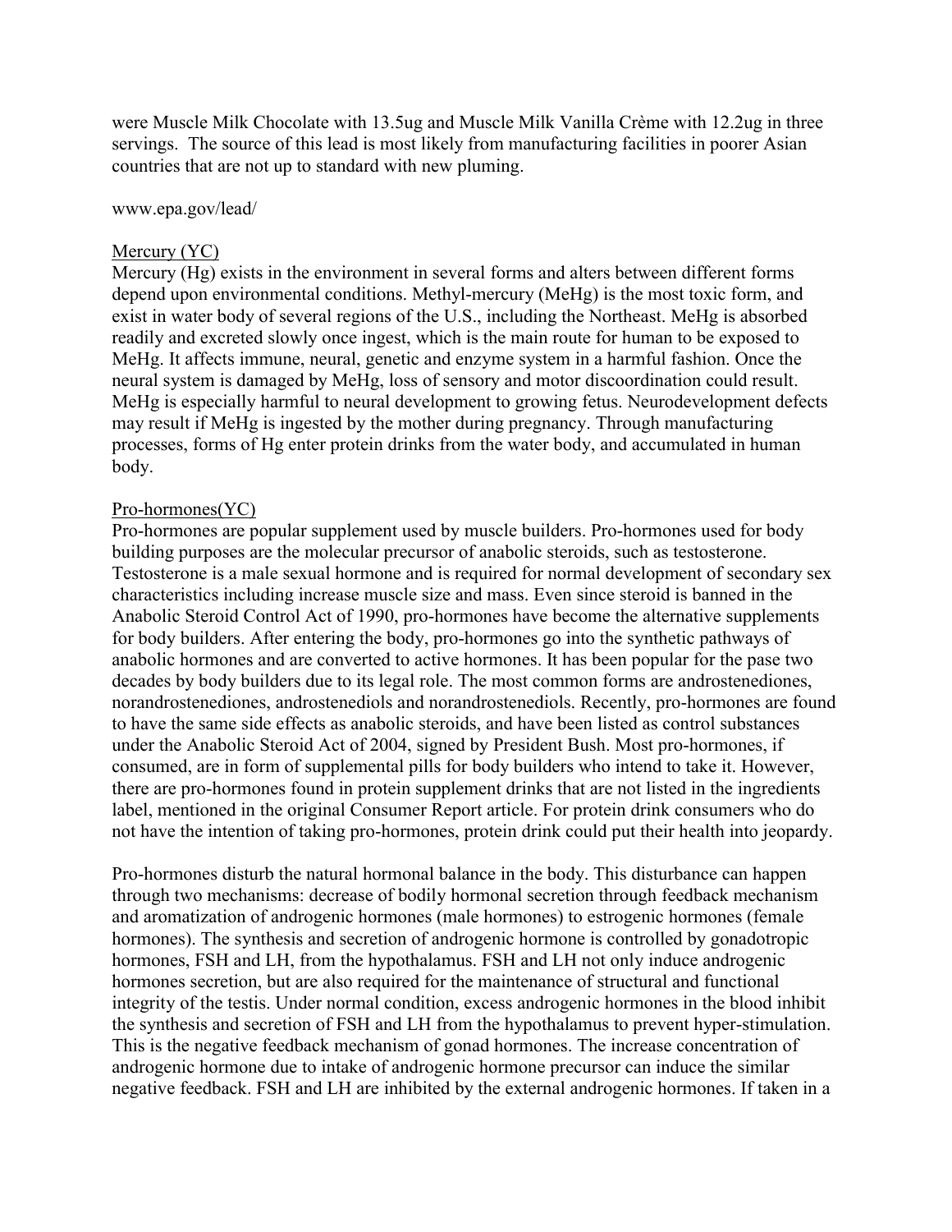were Muscle Milk Chocolate with 13.5ug and Muscle Milk Vanilla Crème with 12.2ug in three servings. The source of this lead is most likely from manufacturing facilities in poorer Asian countries that are not up to standard with new pluming.

www.epa.gov/lead/

<u>Mercury (YC)</u>

Mercury (Hg) exists in the environment in several forms and alters between different forms depend upon environmental conditions. Methyl-mercury (MeHg) is the most toxic form, and exist in water body of several regions of the U.S., including the Northeast. MeHg is absorbed readily and excreted slowly once ingest, which is the main route for human to be exposed to MeHg. It affects immune, neural, genetic and enzyme system in a harmful fashion. Once the neural system is damaged by MeHg, loss of sensory and motor discoordination could result. MeHg is especially harmful to neural development to growing fetus. Neurodevelopment defects may result if MeHg is ingested by the mother during pregnancy. Through manufacturing processes, forms of Hg enter protein drinks from the water body, and accumulated in human body.

<u>Pro-hormones(YC)</u>

Pro-hormones are popular supplement used by muscle builders. Pro-hormones used for body building purposes are the molecular precursor of anabolic steroids, such as testosterone. Testosterone is a male sexual hormone and is required for normal development of secondary sex characteristics including increase muscle size and mass. Even since steroid is banned in the Anabolic Steroid Control Act of 1990, pro-hormones have become the alternative supplements for body builders. After entering the body, pro-hormones go into the synthetic pathways of anabolic hormones and are converted to active hormones. It has been popular for the pase two decades by body builders due to its legal role. The most common forms are androstenediones, norandrostenediones, androstenediols and norandrostenediols. Recently, pro-hormones are found to have the same side effects as anabolic steroids, and have been listed as control substances under the Anabolic Steroid Act of 2004, signed by President Bush. Most pro-hormones, if consumed, are in form of supplemental pills for body builders who intend to take it. However, there are pro-hormones found in protein supplement drinks that are not listed in the ingredients label, mentioned in the original Consumer Report article. For protein drink consumers who do not have the intention of taking pro-hormones, protein drink could put their health into jeopardy.

Pro-hormones disturb the natural hormonal balance in the body. This disturbance can happen through two mechanisms: decrease of bodily hormonal secretion through feedback mechanism and aromatization of androgenic hormones (male hormones) to estrogenic hormones (female hormones). The synthesis and secretion of androgenic hormone is controlled by gonadotropic hormones, FSH and LH, from the hypothalamus. FSH and LH not only induce androgenic hormones secretion, but are also required for the maintenance of structural and functional integrity of the testis. Under normal condition, excess androgenic hormones in the blood inhibit the synthesis and secretion of FSH and LH from the hypothalamus to prevent hyper-stimulation. This is the negative feedback mechanism of gonad hormones. The increase concentration of androgenic hormone due to intake of androgenic hormone precursor can induce the similar negative feedback. FSH and LH are inhibited by the external androgenic hormones. If taken in a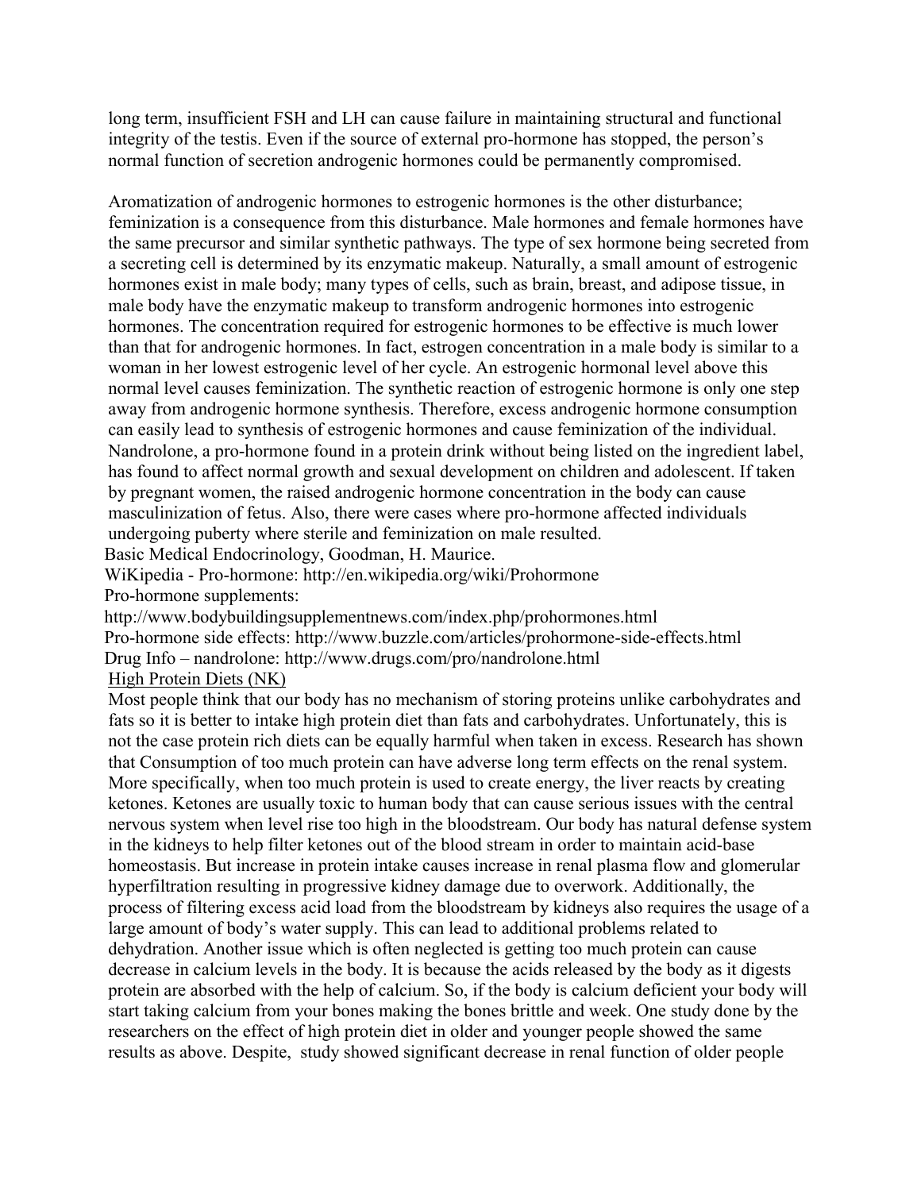long term, insufficient FSH and LH can cause failure in maintaining structural and functional integrity of the testis. Even if the source of external pro-hormone has stopped, the person's normal function of secretion androgenic hormones could be permanently compromised.

Aromatization of androgenic hormones to estrogenic hormones is the other disturbance; feminization is a consequence from this disturbance. Male hormones and female hormones have the same precursor and similar synthetic pathways. The type of sex hormone being secreted from a secreting cell is determined by its enzymatic makeup. Naturally, a small amount of estrogenic hormones exist in male body; many types of cells, such as brain, breast, and adipose tissue, in male body have the enzymatic makeup to transform androgenic hormones into estrogenic hormones. The concentration required for estrogenic hormones to be effective is much lower than that for androgenic hormones. In fact, estrogen concentration in a male body is similar to a woman in her lowest estrogenic level of her cycle. An estrogenic hormonal level above this normal level causes feminization. The synthetic reaction of estrogenic hormone is only one step away from androgenic hormone synthesis. Therefore, excess androgenic hormone consumption can easily lead to synthesis of estrogenic hormones and cause feminization of the individual. Nandrolone, a pro-hormone found in a protein drink without being listed on the ingredient label, has found to affect normal growth and sexual development on children and adolescent. If taken by pregnant women, the raised androgenic hormone concentration in the body can cause masculinization of fetus. Also, there were cases where pro-hormone affected individuals undergoing puberty where sterile and feminization on male resulted.

Basic Medical Endocrinology, Goodman, H. Maurice.

WiKipedia - Pro-hormone: http://en.wikipedia.org/wiki/Prohormone

Pro-hormone supplements:

http://www.bodybuildingsupplementnews.com/index.php/prohormones.html

Pro-hormone side effects: http://www.buzzle.com/articles/prohormone-side-effects.html

Drug Info – nandrolone: http://www.drugs.com/pro/nandrolone.html

High Protein Diets (NK)

Most people think that our body has no mechanism of storing proteins unlike carbohydrates and fats so it is better to intake high protein diet than fats and carbohydrates. Unfortunately, this is not the case protein rich diets can be equally harmful when taken in excess. Research has shown that Consumption of too much protein can have adverse long term effects on the renal system. More specifically, when too much protein is used to create energy, the liver reacts by creating ketones. Ketones are usually toxic to human body that can cause serious issues with the central nervous system when level rise too high in the bloodstream. Our body has natural defense system in the kidneys to help filter ketones out of the blood stream in order to maintain acid-base homeostasis. But increase in protein intake causes increase in renal plasma flow and glomerular hyperfiltration resulting in progressive kidney damage due to overwork. Additionally, the process of filtering excess acid load from the bloodstream by kidneys also requires the usage of a large amount of body's water supply. This can lead to additional problems related to dehydration. Another issue which is often neglected is getting too much protein can cause decrease in calcium levels in the body. It is because the acids released by the body as it digests protein are absorbed with the help of calcium. So, if the body is calcium deficient your body will start taking calcium from your bones making the bones brittle and week. One study done by the researchers on the effect of high protein diet in older and younger people showed the same results as above. Despite, study showed significant decrease in renal function of older people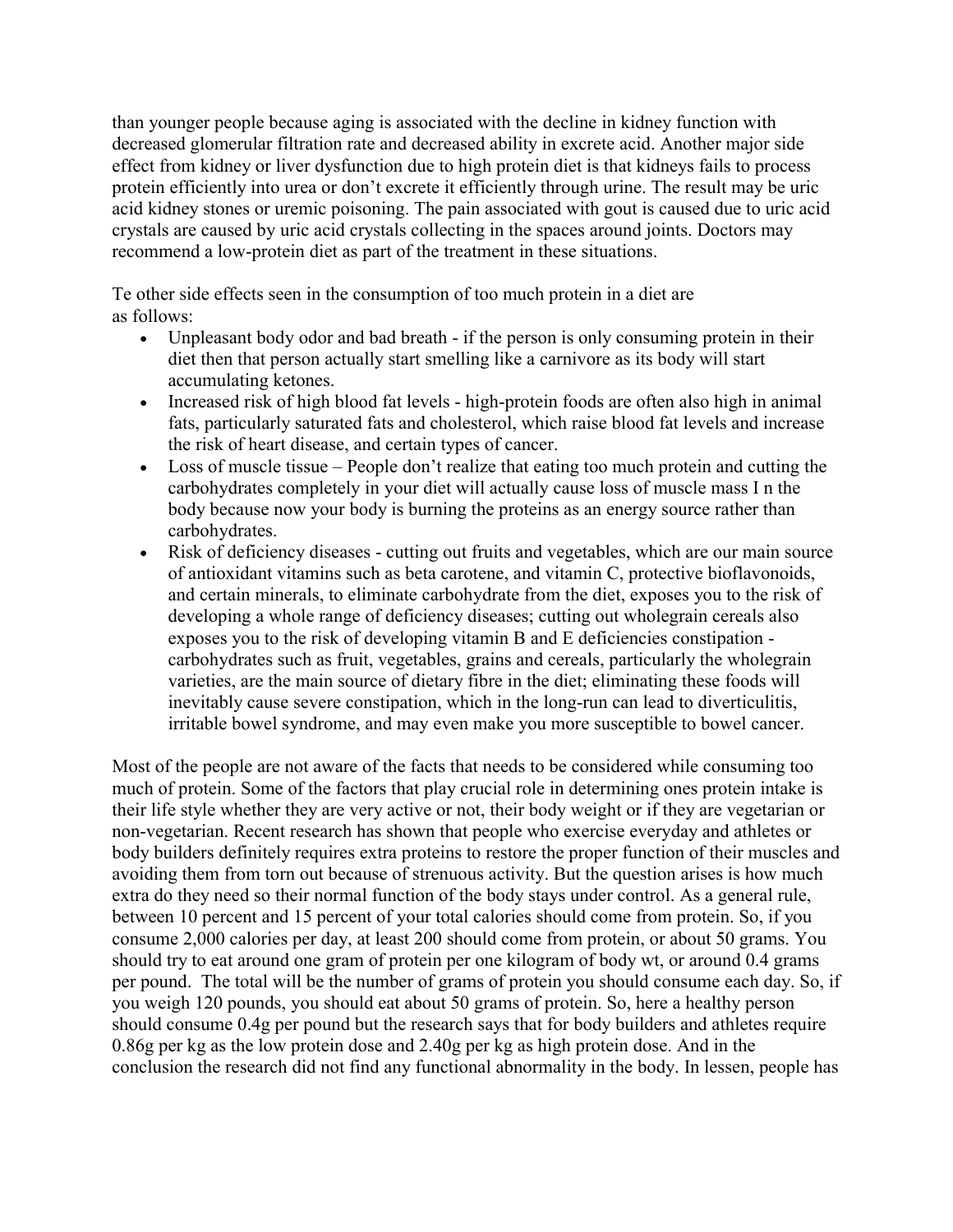than younger people because aging is associated with the decline in kidney function with decreased glomerular filtration rate and decreased ability in excrete acid. Another major side effect from kidney or liver dysfunction due to high protein diet is that kidneys fails to process protein efficiently into urea or don't excrete it efficiently through urine. The result may be uric acid kidney stones or uremic poisoning. The pain associated with gout is caused due to uric acid crystals are caused by uric acid crystals collecting in the spaces around joints. Doctors may recommend a low-protein diet as part of the treatment in these situations.

Te other side effects seen in the consumption of too much protein in a diet are as follows:

- Unpleasant body odor and bad breath - if the person is only consuming protein in their diet then that person actually start smelling like a carnivore as its body will start accumulating ketones.
- Increased risk of high blood fat levels - high-protein foods are often also high in animal fats, particularly saturated fats and cholesterol, which raise blood fat levels and increase the risk of heart disease, and certain types of cancer.
- Loss of muscle tissue – People don't realize that eating too much protein and cutting the carbohydrates completely in your diet will actually cause loss of muscle mass I n the body because now your body is burning the proteins as an energy source rather than carbohydrates.
- Risk of deficiency diseases - cutting out fruits and vegetables, which are our main source of antioxidant vitamins such as beta carotene, and vitamin C, protective bioflavonoids, and certain minerals, to eliminate carbohydrate from the diet, exposes you to the risk of developing a whole range of deficiency diseases; cutting out wholegrain cereals also exposes you to the risk of developing vitamin B and E deficiencies constipation - carbohydrates such as fruit, vegetables, grains and cereals, particularly the wholegrain varieties, are the main source of dietary fibre in the diet; eliminating these foods will inevitably cause severe constipation, which in the long-run can lead to diverticulitis, irritable bowel syndrome, and may even make you more susceptible to bowel cancer.

Most of the people are not aware of the facts that needs to be considered while consuming too much of protein. Some of the factors that play crucial role in determining ones protein intake is their life style whether they are very active or not, their body weight or if they are vegetarian or non-vegetarian. Recent research has shown that people who exercise everyday and athletes or body builders definitely requires extra proteins to restore the proper function of their muscles and avoiding them from torn out because of strenuous activity. But the question arises is how much extra do they need so their normal function of the body stays under control. As a general rule, between 10 percent and 15 percent of your total calories should come from protein. So, if you consume 2,000 calories per day, at least 200 should come from protein, or about 50 grams. You should try to eat around one gram of protein per one kilogram of body wt, or around 0.4 grams per pound. The total will be the number of grams of protein you should consume each day. So, if you weigh 120 pounds, you should eat about 50 grams of protein. So, here a healthy person should consume 0.4g per pound but the research says that for body builders and athletes require 0.86g per kg as the low protein dose and 2.40g per kg as high protein dose. And in the conclusion the research did not find any functional abnormality in the body. In lessen, people has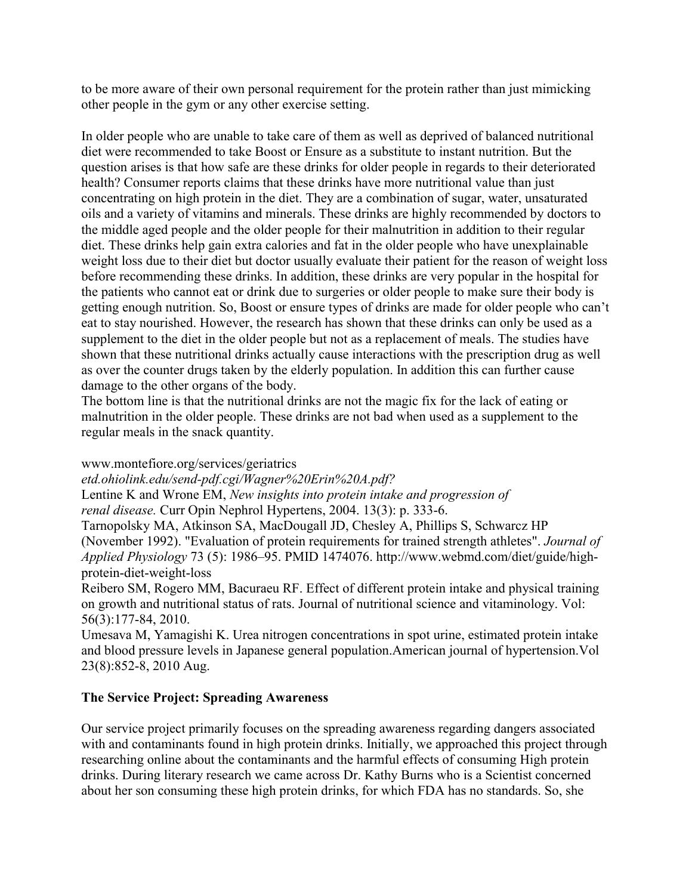to be more aware of their own personal requirement for the protein rather than just mimicking other people in the gym or any other exercise setting.

In older people who are unable to take care of them as well as deprived of balanced nutritional diet were recommended to take Boost or Ensure as a substitute to instant nutrition. But the question arises is that how safe are these drinks for older people in regards to their deteriorated health? Consumer reports claims that these drinks have more nutritional value than just concentrating on high protein in the diet. They are a combination of sugar, water, unsaturated oils and a variety of vitamins and minerals. These drinks are highly recommended by doctors to the middle aged people and the older people for their malnutrition in addition to their regular diet. These drinks help gain extra calories and fat in the older people who have unexplainable weight loss due to their diet but doctor usually evaluate their patient for the reason of weight loss before recommending these drinks. In addition, these drinks are very popular in the hospital for the patients who cannot eat or drink due to surgeries or older people to make sure their body is getting enough nutrition. So, Boost or ensure types of drinks are made for older people who can't eat to stay nourished. However, the research has shown that these drinks can only be used as a supplement to the diet in the older people but not as a replacement of meals. The studies have shown that these nutritional drinks actually cause interactions with the prescription drug as well as over the counter drugs taken by the elderly population. In addition this can further cause damage to the other organs of the body.

The bottom line is that the nutritional drinks are not the magic fix for the lack of eating or malnutrition in the older people. These drinks are not bad when used as a supplement to the regular meals in the snack quantity.

www.montefiore.org/services/geriatrics

*etd.ohiolink.edu/send-pdf.cgi/Wagner%20Erin%20A.pdf?*

Lentine K and Wrone EM, *New insights into protein intake and progression of renal disease.* Curr Opin Nephrol Hypertens, 2004. 13(3): p. 333-6.

Tarnopolsky MA, Atkinson SA, MacDougall JD, Chesley A, Phillips S, Schwarcz HP (November 1992). "Evaluation of protein requirements for trained strength athletes". *Journal of Applied Physiology* 73 (5): 1986–95. PMID 1474076. http://www.webmd.com/diet/guide/high-protein-diet-weight-loss

Reibero SM, Rogero MM, Bacuraeu RF. Effect of different protein intake and physical training on growth and nutritional status of rats. Journal of nutritional science and vitaminology. Vol: 56(3):177-84, 2010.

Umesava M, Yamagishi K. Urea nitrogen concentrations in spot urine, estimated protein intake and blood pressure levels in Japanese general population.American journal of hypertension.Vol 23(8):852-8, 2010 Aug.

**The Service Project: Spreading Awareness**

Our service project primarily focuses on the spreading awareness regarding dangers associated with and contaminants found in high protein drinks. Initially, we approached this project through researching online about the contaminants and the harmful effects of consuming High protein drinks. During literary research we came across Dr. Kathy Burns who is a Scientist concerned about her son consuming these high protein drinks, for which FDA has no standards. So, she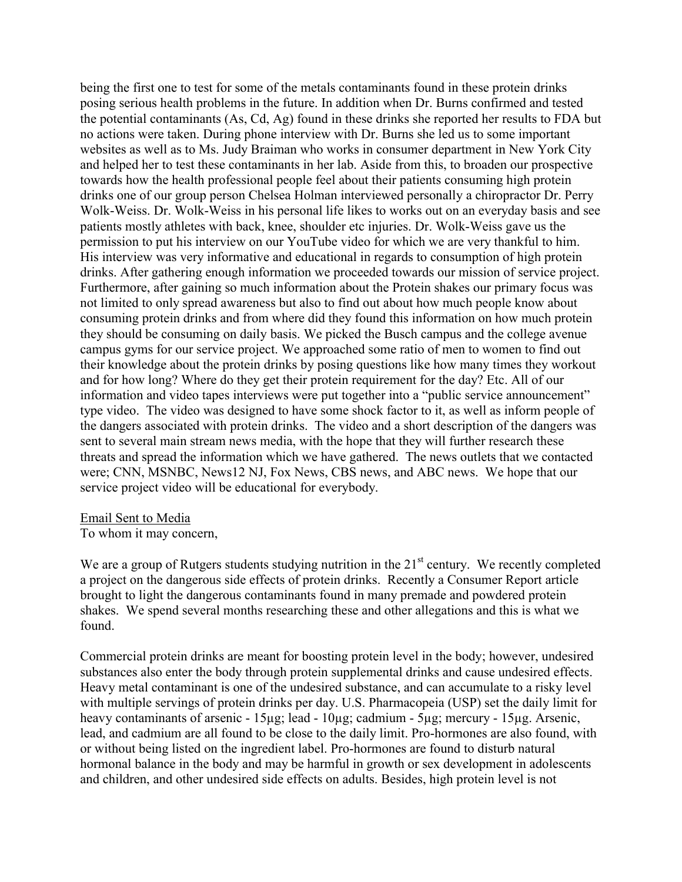being the first one to test for some of the metals contaminants found in these protein drinks posing serious health problems in the future. In addition when Dr. Burns confirmed and tested the potential contaminants (As, Cd, Ag) found in these drinks she reported her results to FDA but no actions were taken. During phone interview with Dr. Burns she led us to some important websites as well as to Ms. Judy Braiman who works in consumer department in New York City and helped her to test these contaminants in her lab. Aside from this, to broaden our prospective towards how the health professional people feel about their patients consuming high protein drinks one of our group person Chelsea Holman interviewed personally a chiropractor Dr. Perry Wolk-Weiss. Dr. Wolk-Weiss in his personal life likes to works out on an everyday basis and see patients mostly athletes with back, knee, shoulder etc injuries. Dr. Wolk-Weiss gave us the permission to put his interview on our YouTube video for which we are very thankful to him. His interview was very informative and educational in regards to consumption of high protein drinks. After gathering enough information we proceeded towards our mission of service project. Furthermore, after gaining so much information about the Protein shakes our primary focus was not limited to only spread awareness but also to find out about how much people know about consuming protein drinks and from where did they found this information on how much protein they should be consuming on daily basis. We picked the Busch campus and the college avenue campus gyms for our service project. We approached some ratio of men to women to find out their knowledge about the protein drinks by posing questions like how many times they workout and for how long? Where do they get their protein requirement for the day? Etc. All of our information and video tapes interviews were put together into a "public service announcement" type video. The video was designed to have some shock factor to it, as well as inform people of the dangers associated with protein drinks. The video and a short description of the dangers was sent to several main stream news media, with the hope that they will further research these threats and spread the information which we have gathered. The news outlets that we contacted were; CNN, MSNBC, News12 NJ, Fox News, CBS news, and ABC news. We hope that our service project video will be educational for everybody.

Email Sent to Media

To whom it may concern,

We are a group of Rutgers students studying nutrition in the 21st century. We recently completed a project on the dangerous side effects of protein drinks. Recently a Consumer Report article brought to light the dangerous contaminants found in many premade and powdered protein shakes. We spend several months researching these and other allegations and this is what we found.

Commercial protein drinks are meant for boosting protein level in the body; however, undesired substances also enter the body through protein supplemental drinks and cause undesired effects. Heavy metal contaminant is one of the undesired substance, and can accumulate to a risky level with multiple servings of protein drinks per day. U.S. Pharmacopeia (USP) set the daily limit for heavy contaminants of arsenic - 15µg; lead - 10µg; cadmium - 5µg; mercury - 15µg. Arsenic, lead, and cadmium are all found to be close to the daily limit. Pro-hormones are also found, with or without being listed on the ingredient label. Pro-hormones are found to disturb natural hormonal balance in the body and may be harmful in growth or sex development in adolescents and children, and other undesired side effects on adults. Besides, high protein level is not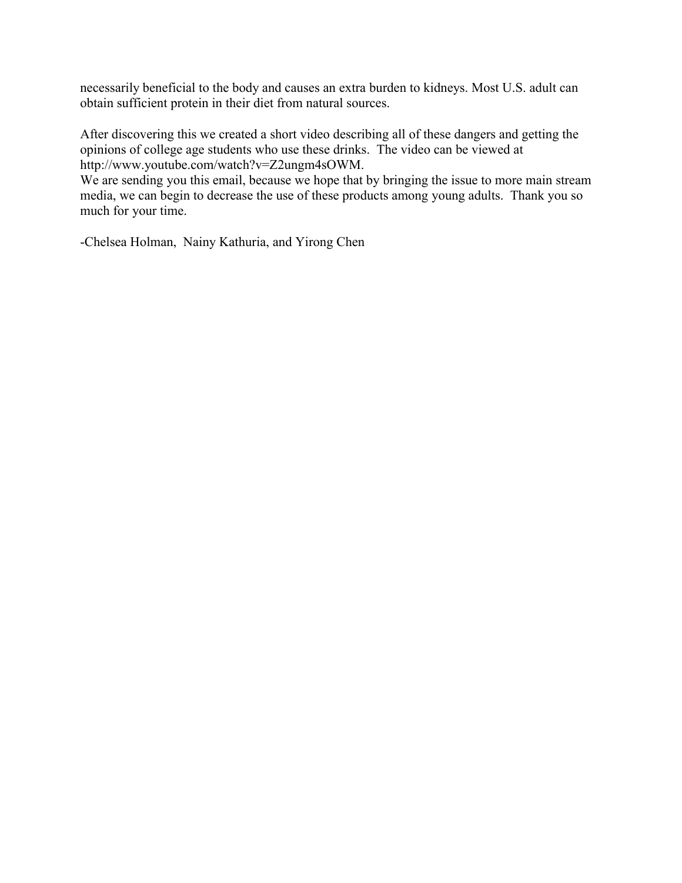necessarily beneficial to the body and causes an extra burden to kidneys. Most U.S. adult can obtain sufficient protein in their diet from natural sources.

After discovering this we created a short video describing all of these dangers and getting the opinions of college age students who use these drinks. The video can be viewed at http://www.youtube.com/watch?v=Z2ungm4sOWM.
We are sending you this email, because we hope that by bringing the issue to more main stream media, we can begin to decrease the use of these products among young adults. Thank you so much for your time.

-Chelsea Holman, Nainy Kathuria, and Yirong Chen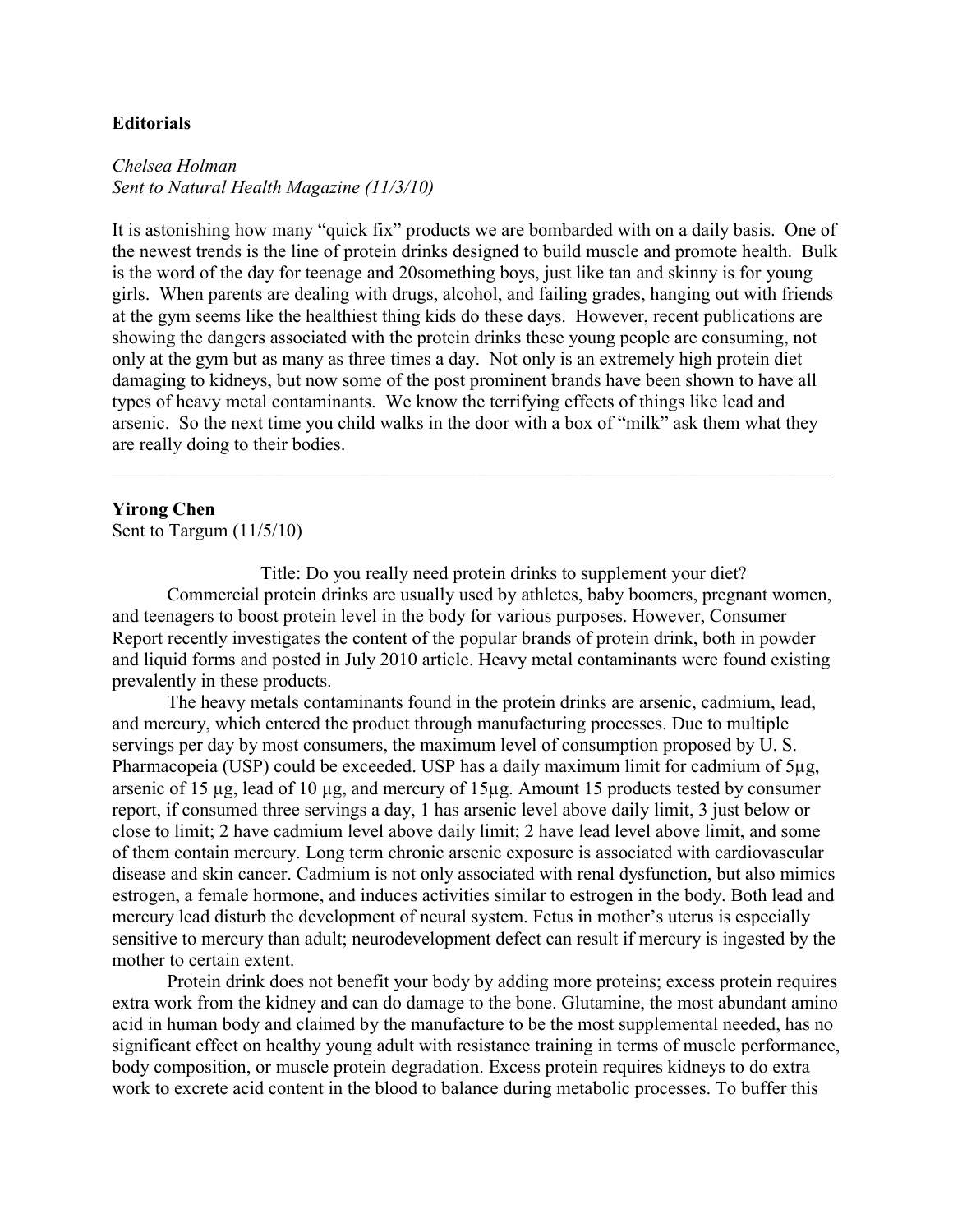**Editorials**

*Chelsea Holman*
*Sent to Natural Health Magazine (11/3/10)*

It is astonishing how many "quick fix" products we are bombarded with on a daily basis. One of the newest trends is the line of protein drinks designed to build muscle and promote health. Bulk is the word of the day for teenage and 20something boys, just like tan and skinny is for young girls. When parents are dealing with drugs, alcohol, and failing grades, hanging out with friends at the gym seems like the healthiest thing kids do these days. However, recent publications are showing the dangers associated with the protein drinks these young people are consuming, not only at the gym but as many as three times a day. Not only is an extremely high protein diet damaging to kidneys, but now some of the post prominent brands have been shown to have all types of heavy metal contaminants. We know the terrifying effects of things like lead and arsenic. So the next time you child walks in the door with a box of "milk" ask them what they are really doing to their bodies.

---

**Yirong Chen**
Sent to Targum (11/5/10)

Title: Do you really need protein drinks to supplement your diet?

Commercial protein drinks are usually used by athletes, baby boomers, pregnant women, and teenagers to boost protein level in the body for various purposes. However, Consumer Report recently investigates the content of the popular brands of protein drink, both in powder and liquid forms and posted in July 2010 article. Heavy metal contaminants were found existing prevalently in these products.

The heavy metals contaminants found in the protein drinks are arsenic, cadmium, lead, and mercury, which entered the product through manufacturing processes. Due to multiple servings per day by most consumers, the maximum level of consumption proposed by U. S. Pharmacopeia (USP) could be exceeded. USP has a daily maximum limit for cadmium of 5µg, arsenic of 15 µg, lead of 10 µg, and mercury of 15µg. Amount 15 products tested by consumer report, if consumed three servings a day, 1 has arsenic level above daily limit, 3 just below or close to limit; 2 have cadmium level above daily limit; 2 have lead level above limit, and some of them contain mercury. Long term chronic arsenic exposure is associated with cardiovascular disease and skin cancer. Cadmium is not only associated with renal dysfunction, but also mimics estrogen, a female hormone, and induces activities similar to estrogen in the body. Both lead and mercury lead disturb the development of neural system. Fetus in mother's uterus is especially sensitive to mercury than adult; neurodevelopment defect can result if mercury is ingested by the mother to certain extent.

Protein drink does not benefit your body by adding more proteins; excess protein requires extra work from the kidney and can do damage to the bone. Glutamine, the most abundant amino acid in human body and claimed by the manufacture to be the most supplemental needed, has no significant effect on healthy young adult with resistance training in terms of muscle performance, body composition, or muscle protein degradation. Excess protein requires kidneys to do extra work to excrete acid content in the blood to balance during metabolic processes. To buffer this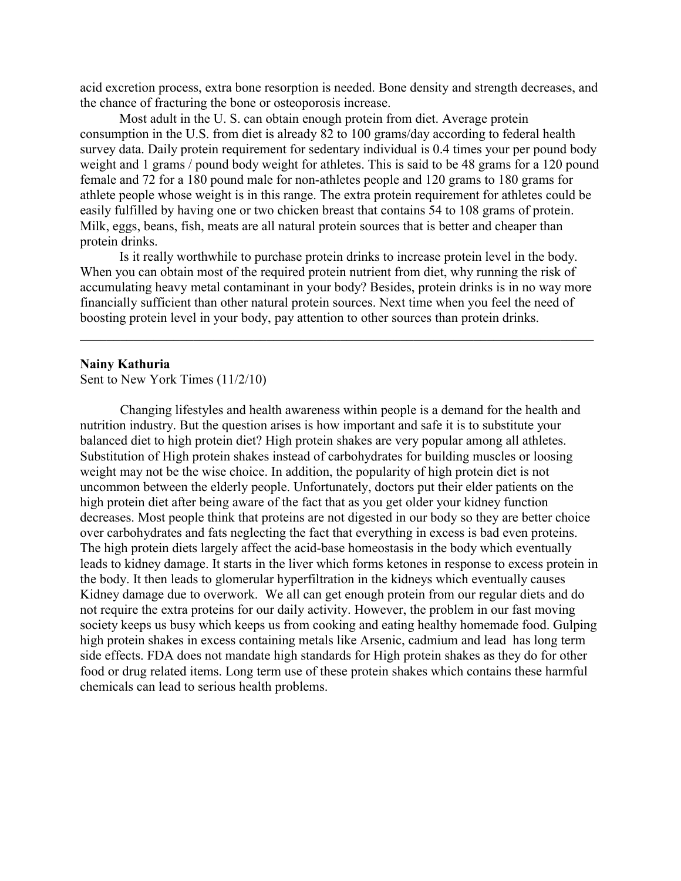acid excretion process, extra bone resorption is needed. Bone density and strength decreases, and the chance of fracturing the bone or osteoporosis increase.

Most adult in the U. S. can obtain enough protein from diet. Average protein consumption in the U.S. from diet is already 82 to 100 grams/day according to federal health survey data. Daily protein requirement for sedentary individual is 0.4 times your per pound body weight and 1 grams / pound body weight for athletes. This is said to be 48 grams for a 120 pound female and 72 for a 180 pound male for non-athletes people and 120 grams to 180 grams for athlete people whose weight is in this range. The extra protein requirement for athletes could be easily fulfilled by having one or two chicken breast that contains 54 to 108 grams of protein. Milk, eggs, beans, fish, meats are all natural protein sources that is better and cheaper than protein drinks.

Is it really worthwhile to purchase protein drinks to increase protein level in the body. When you can obtain most of the required protein nutrient from diet, why running the risk of accumulating heavy metal contaminant in your body? Besides, protein drinks is in no way more financially sufficient than other natural protein sources. Next time when you feel the need of boosting protein level in your body, pay attention to other sources than protein drinks.

---

**Nainy Kathuria**
Sent to New York Times (11/2/10)

Changing lifestyles and health awareness within people is a demand for the health and nutrition industry. But the question arises is how important and safe it is to substitute your balanced diet to high protein diet? High protein shakes are very popular among all athletes. Substitution of High protein shakes instead of carbohydrates for building muscles or loosing weight may not be the wise choice. In addition, the popularity of high protein diet is not uncommon between the elderly people. Unfortunately, doctors put their elder patients on the high protein diet after being aware of the fact that as you get older your kidney function decreases. Most people think that proteins are not digested in our body so they are better choice over carbohydrates and fats neglecting the fact that everything in excess is bad even proteins. The high protein diets largely affect the acid-base homeostasis in the body which eventually leads to kidney damage. It starts in the liver which forms ketones in response to excess protein in the body. It then leads to glomerular hyperfiltration in the kidneys which eventually causes Kidney damage due to overwork. We all can get enough protein from our regular diets and do not require the extra proteins for our daily activity. However, the problem in our fast moving society keeps us busy which keeps us from cooking and eating healthy homemade food. Gulping high protein shakes in excess containing metals like Arsenic, cadmium and lead has long term side effects. FDA does not mandate high standards for High protein shakes as they do for other food or drug related items. Long term use of these protein shakes which contains these harmful chemicals can lead to serious health problems.